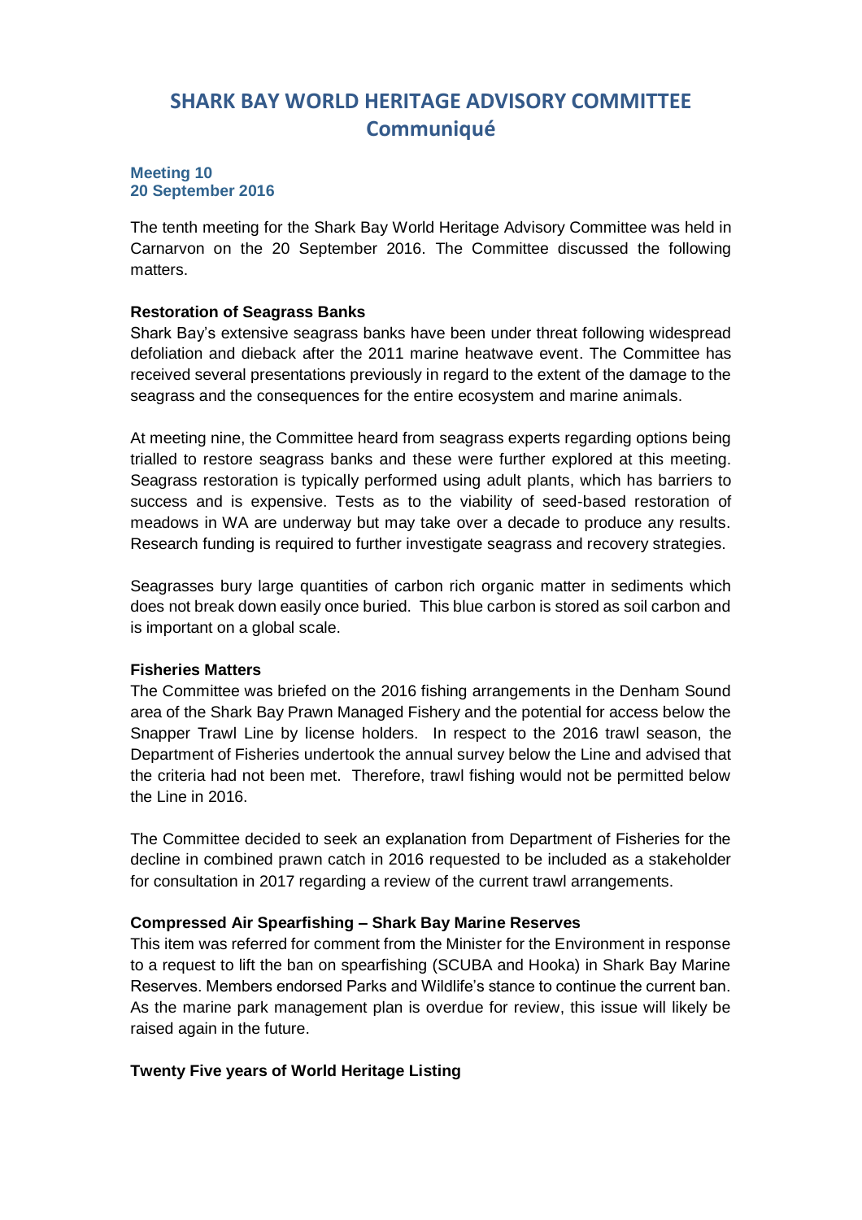# SHARK BAY WORLD HERITAGE ADVISORY COMMITTEE
## Communiqué

**Meeting 10**
**20 September 2016**

The tenth meeting for the Shark Bay World Heritage Advisory Committee was held in Carnarvon on the 20 September 2016. The Committee discussed the following matters.

**Restoration of Seagrass Banks**

Shark Bay's extensive seagrass banks have been under threat following widespread defoliation and dieback after the 2011 marine heatwave event. The Committee has received several presentations previously in regard to the extent of the damage to the seagrass and the consequences for the entire ecosystem and marine animals.

At meeting nine, the Committee heard from seagrass experts regarding options being trialled to restore seagrass banks and these were further explored at this meeting. Seagrass restoration is typically performed using adult plants, which has barriers to success and is expensive. Tests as to the viability of seed-based restoration of meadows in WA are underway but may take over a decade to produce any results. Research funding is required to further investigate seagrass and recovery strategies.

Seagrasses bury large quantities of carbon rich organic matter in sediments which does not break down easily once buried. This blue carbon is stored as soil carbon and is important on a global scale.

**Fisheries Matters**

The Committee was briefed on the 2016 fishing arrangements in the Denham Sound area of the Shark Bay Prawn Managed Fishery and the potential for access below the Snapper Trawl Line by license holders. In respect to the 2016 trawl season, the Department of Fisheries undertook the annual survey below the Line and advised that the criteria had not been met. Therefore, trawl fishing would not be permitted below the Line in 2016.

The Committee decided to seek an explanation from Department of Fisheries for the decline in combined prawn catch in 2016 requested to be included as a stakeholder for consultation in 2017 regarding a review of the current trawl arrangements.

**Compressed Air Spearfishing – Shark Bay Marine Reserves**

This item was referred for comment from the Minister for the Environment in response to a request to lift the ban on spearfishing (SCUBA and Hooka) in Shark Bay Marine Reserves. Members endorsed Parks and Wildlife's stance to continue the current ban. As the marine park management plan is overdue for review, this issue will likely be raised again in the future.

**Twenty Five years of World Heritage Listing**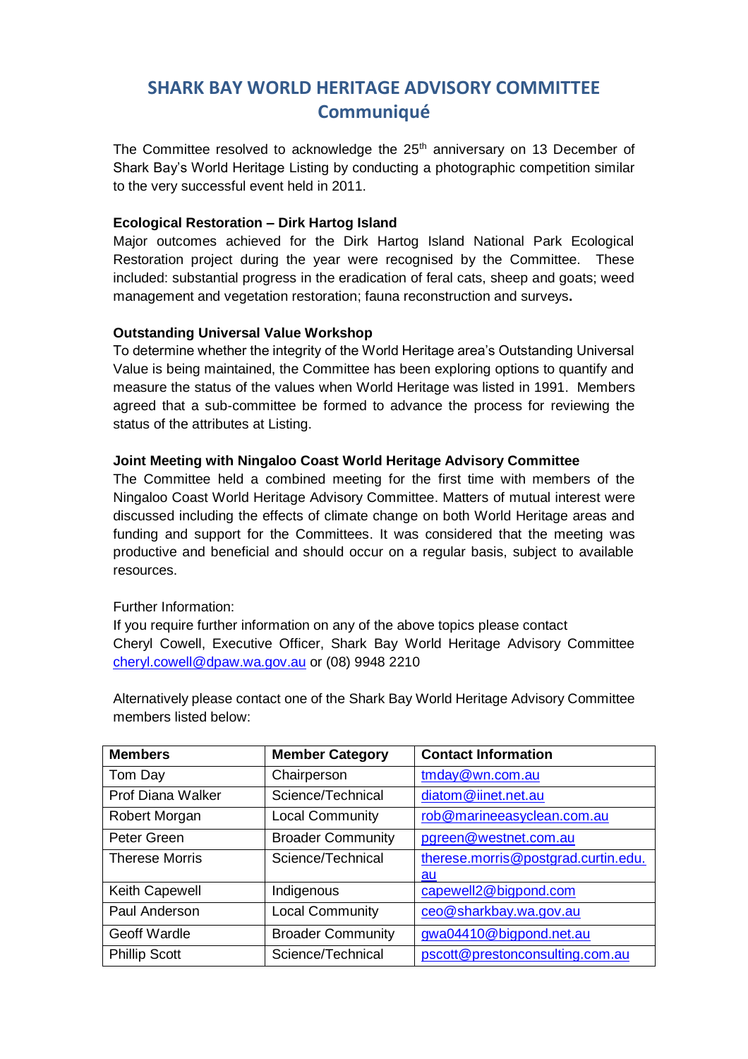# SHARK BAY WORLD HERITAGE ADVISORY COMMITTEE
## Communiqué

The Committee resolved to acknowledge the 25th anniversary on 13 December of Shark Bay's World Heritage Listing by conducting a photographic competition similar to the very successful event held in 2011.

**Ecological Restoration – Dirk Hartog Island**

Major outcomes achieved for the Dirk Hartog Island National Park Ecological Restoration project during the year were recognised by the Committee. These included: substantial progress in the eradication of feral cats, sheep and goats; weed management and vegetation restoration; fauna reconstruction and surveys**.**

**Outstanding Universal Value Workshop**

To determine whether the integrity of the World Heritage area's Outstanding Universal Value is being maintained, the Committee has been exploring options to quantify and measure the status of the values when World Heritage was listed in 1991. Members agreed that a sub-committee be formed to advance the process for reviewing the status of the attributes at Listing.

**Joint Meeting with Ningaloo Coast World Heritage Advisory Committee**

The Committee held a combined meeting for the first time with members of the Ningaloo Coast World Heritage Advisory Committee. Matters of mutual interest were discussed including the effects of climate change on both World Heritage areas and funding and support for the Committees. It was considered that the meeting was productive and beneficial and should occur on a regular basis, subject to available resources.

Further Information:

If you require further information on any of the above topics please contact Cheryl Cowell, Executive Officer, Shark Bay World Heritage Advisory Committee cheryl.cowell@dpaw.wa.gov.au or (08) 9948 2210

Alternatively please contact one of the Shark Bay World Heritage Advisory Committee members listed below:

| Members | Member Category | Contact Information |
|---|---|---|
| Tom Day | Chairperson | tmday@wn.com.au |
| Prof Diana Walker | Science/Technical | diatom@iinet.net.au |
| Robert Morgan | Local Community | rob@marineeasyclean.com.au |
| Peter Green | Broader Community | pgreen@westnet.com.au |
| Therese Morris | Science/Technical | therese.morris@postgrad.curtin.edu.au |
| Keith Capewell | Indigenous | capewell2@bigpond.com |
| Paul Anderson | Local Community | ceo@sharkbay.wa.gov.au |
| Geoff Wardle | Broader Community | gwa04410@bigpond.net.au |
| Phillip Scott | Science/Technical | pscott@prestonconsulting.com.au |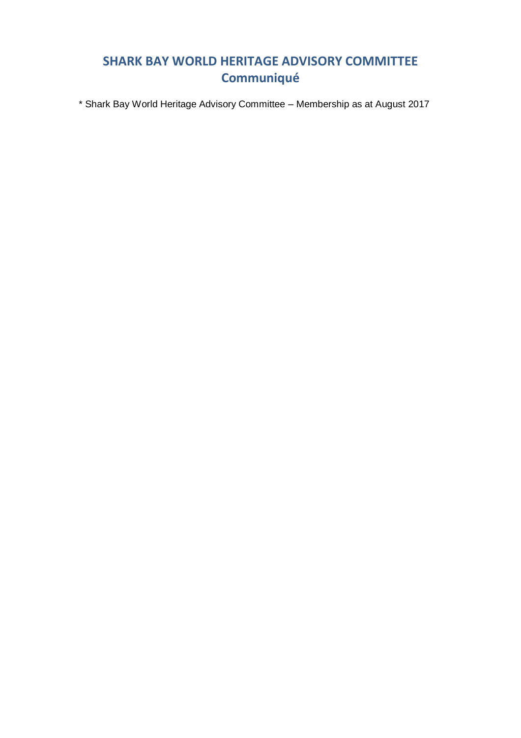# SHARK BAY WORLD HERITAGE ADVISORY COMMITTEE
## Communiqué

* Shark Bay World Heritage Advisory Committee – Membership as at August 2017